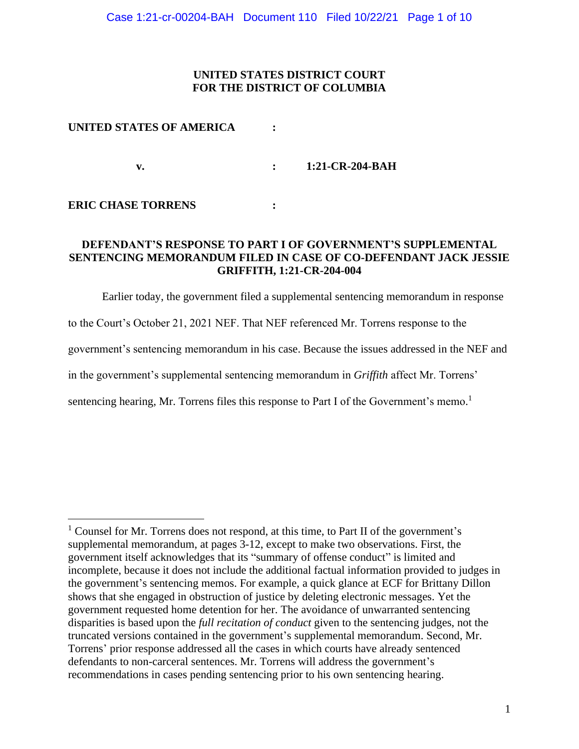**UNITED STATES DISTRICT COURT**
**FOR THE DISTRICT OF COLUMBIA**

| | | |
|---|---|---|
| **UNITED STATES OF AMERICA** | : | |
| **v.** | : | **1:21-CR-204-BAH** |
| **ERIC CHASE TORRENS** | : | |

**DEFENDANT'S RESPONSE TO PART I OF GOVERNMENT'S SUPPLEMENTAL SENTENCING MEMORANDUM FILED IN CASE OF CO-DEFENDANT JACK JESSIE GRIFFITH, 1:21-CR-204-004**

Earlier today, the government filed a supplemental sentencing memorandum in response to the Court's October 21, 2021 NEF. That NEF referenced Mr. Torrens response to the government's sentencing memorandum in his case. Because the issues addressed in the NEF and in the government's supplemental sentencing memorandum in *Griffith* affect Mr. Torrens' sentencing hearing, Mr. Torrens files this response to Part I of the Government's memo.[1]

---

[1] Counsel for Mr. Torrens does not respond, at this time, to Part II of the government's supplemental memorandum, at pages 3-12, except to make two observations. First, the government itself acknowledges that its "summary of offense conduct" is limited and incomplete, because it does not include the additional factual information provided to judges in the government's sentencing memos. For example, a quick glance at ECF for Brittany Dillon shows that she engaged in obstruction of justice by deleting electronic messages. Yet the government requested home detention for her. The avoidance of unwarranted sentencing disparities is based upon the *full recitation of conduct* given to the sentencing judges, not the truncated versions contained in the government's supplemental memorandum. Second, Mr. Torrens' prior response addressed all the cases in which courts have already sentenced defendants to non-carceral sentences. Mr. Torrens will address the government's recommendations in cases pending sentencing prior to his own sentencing hearing.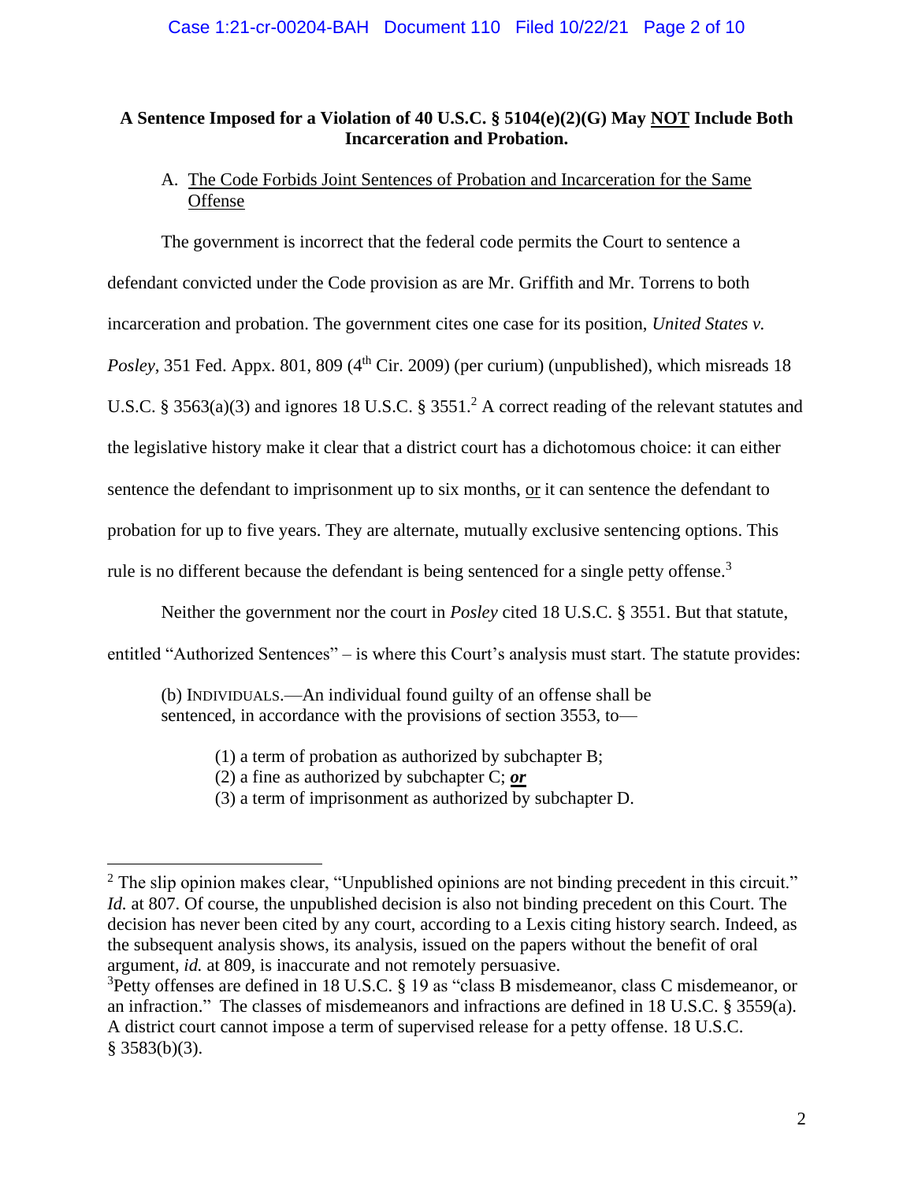**A Sentence Imposed for a Violation of 40 U.S.C. § 5104(e)(2)(G) May <u>NOT</u> Include Both Incarceration and Probation.**

A. <u>The Code Forbids Joint Sentences of Probation and Incarceration for the Same Offense</u>

The government is incorrect that the federal code permits the Court to sentence a defendant convicted under the Code provision as are Mr. Griffith and Mr. Torrens to both incarceration and probation. The government cites one case for its position, *United States v. Posley*, 351 Fed. Appx. 801, 809 (4th Cir. 2009) (per curium) (unpublished), which misreads 18 U.S.C. § 3563(a)(3) and ignores 18 U.S.C. § 3551.[2] A correct reading of the relevant statutes and the legislative history make it clear that a district court has a dichotomous choice: it can either sentence the defendant to imprisonment up to six months, <u>or</u> it can sentence the defendant to probation for up to five years. They are alternate, mutually exclusive sentencing options. This rule is no different because the defendant is being sentenced for a single petty offense.[3]

Neither the government nor the court in *Posley* cited 18 U.S.C. § 3551. But that statute, entitled "Authorized Sentences" – is where this Court's analysis must start. The statute provides:

> (b) INDIVIDUALS.—An individual found guilty of an offense shall be sentenced, in accordance with the provisions of section 3553, to—
>
> (1) a term of probation as authorized by subchapter B;
> (2) a fine as authorized by subchapter C; ***<u>or</u>***
> (3) a term of imprisonment as authorized by subchapter D.

---

[2] The slip opinion makes clear, "Unpublished opinions are not binding precedent in this circuit." *Id.* at 807. Of course, the unpublished decision is also not binding precedent on this Court. The decision has never been cited by any court, according to a Lexis citing history search. Indeed, as the subsequent analysis shows, its analysis, issued on the papers without the benefit of oral argument, *id.* at 809, is inaccurate and not remotely persuasive.

[3] Petty offenses are defined in 18 U.S.C. § 19 as "class B misdemeanor, class C misdemeanor, or an infraction." The classes of misdemeanors and infractions are defined in 18 U.S.C. § 3559(a). A district court cannot impose a term of supervised release for a petty offense. 18 U.S.C. § 3583(b)(3).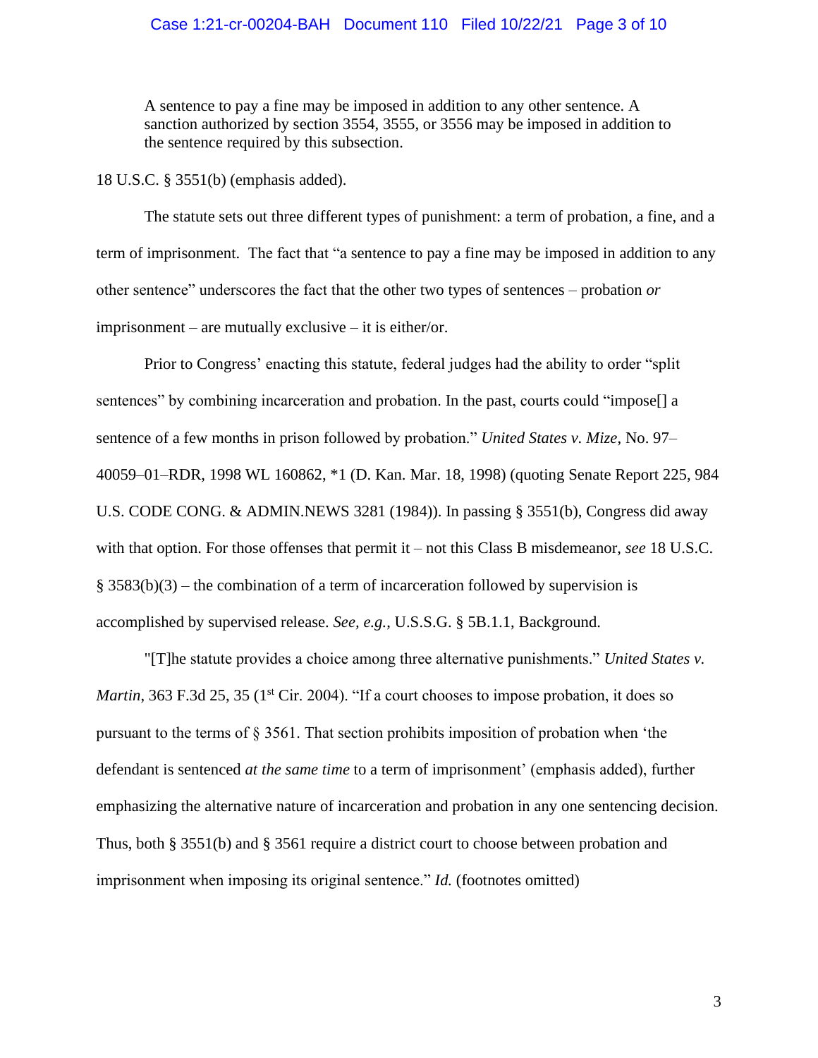> A sentence to pay a fine may be imposed in addition to any other sentence. A sanction authorized by section 3554, 3555, or 3556 may be imposed in addition to the sentence required by this subsection.

18 U.S.C. § 3551(b) (emphasis added).

The statute sets out three different types of punishment: a term of probation, a fine, and a term of imprisonment. The fact that "a sentence to pay a fine may be imposed in addition to any other sentence" underscores the fact that the other two types of sentences – probation *or* imprisonment – are mutually exclusive – it is either/or.

Prior to Congress' enacting this statute, federal judges had the ability to order "split sentences" by combining incarceration and probation. In the past, courts could "impose[] a sentence of a few months in prison followed by probation." *United States v. Mize*, No. 97–40059–01–RDR, 1998 WL 160862, *1 (D. Kan. Mar. 18, 1998) (quoting Senate Report 225, 984 U.S. CODE CONG. & ADMIN.NEWS 3281 (1984)). In passing § 3551(b), Congress did away with that option. For those offenses that permit it – not this Class B misdemeanor, *see* 18 U.S.C. § 3583(b)(3) – the combination of a term of incarceration followed by supervision is accomplished by supervised release. *See, e.g.*, U.S.S.G. § 5B.1.1, Background.

"[T]he statute provides a choice among three alternative punishments." *United States v. Martin*, 363 F.3d 25, 35 (1st Cir. 2004). "If a court chooses to impose probation, it does so pursuant to the terms of § 3561. That section prohibits imposition of probation when 'the defendant is sentenced *at the same time* to a term of imprisonment' (emphasis added), further emphasizing the alternative nature of incarceration and probation in any one sentencing decision. Thus, both § 3551(b) and § 3561 require a district court to choose between probation and imprisonment when imposing its original sentence." *Id.* (footnotes omitted)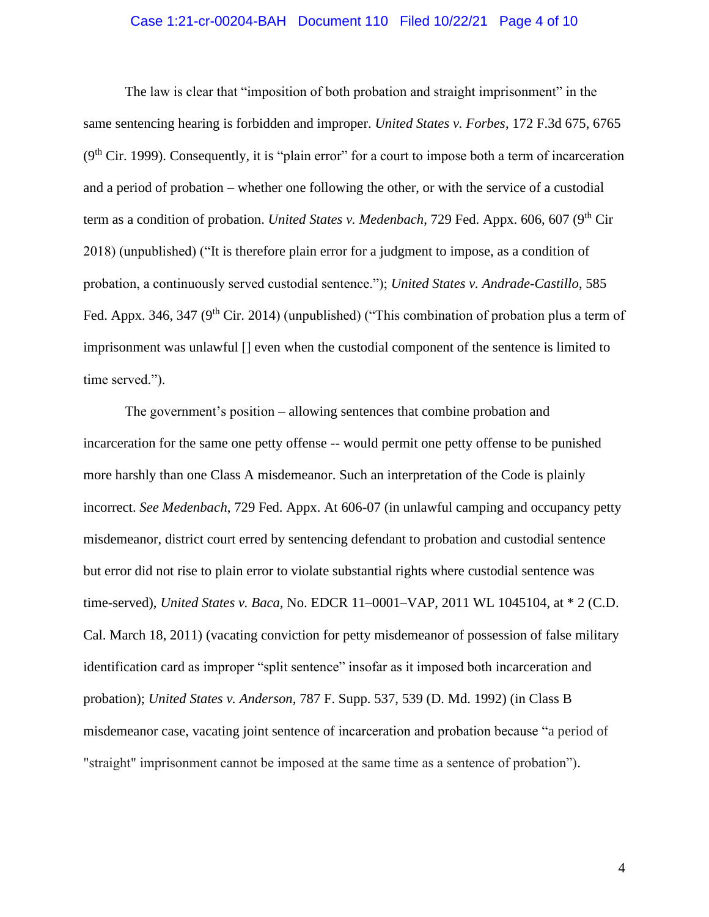The law is clear that "imposition of both probation and straight imprisonment" in the same sentencing hearing is forbidden and improper. *United States v. Forbes*, 172 F.3d 675, 6765 (9th Cir. 1999). Consequently, it is "plain error" for a court to impose both a term of incarceration and a period of probation – whether one following the other, or with the service of a custodial term as a condition of probation. *United States v. Medenbach*, 729 Fed. Appx. 606, 607 (9th Cir 2018) (unpublished) ("It is therefore plain error for a judgment to impose, as a condition of probation, a continuously served custodial sentence."); *United States v. Andrade-Castillo*, 585 Fed. Appx. 346, 347 (9th Cir. 2014) (unpublished) ("This combination of probation plus a term of imprisonment was unlawful [] even when the custodial component of the sentence is limited to time served.").

The government's position – allowing sentences that combine probation and incarceration for the same one petty offense -- would permit one petty offense to be punished more harshly than one Class A misdemeanor. Such an interpretation of the Code is plainly incorrect. *See Medenbach*, 729 Fed. Appx. At 606-07 (in unlawful camping and occupancy petty misdemeanor, district court erred by sentencing defendant to probation and custodial sentence but error did not rise to plain error to violate substantial rights where custodial sentence was time-served), *United States v. Baca*, No. EDCR 11–0001–VAP, 2011 WL 1045104, at * 2 (C.D. Cal. March 18, 2011) (vacating conviction for petty misdemeanor of possession of false military identification card as improper "split sentence" insofar as it imposed both incarceration and probation); *United States v. Anderson*, 787 F. Supp. 537, 539 (D. Md. 1992) (in Class B misdemeanor case, vacating joint sentence of incarceration and probation because "a period of "straight" imprisonment cannot be imposed at the same time as a sentence of probation").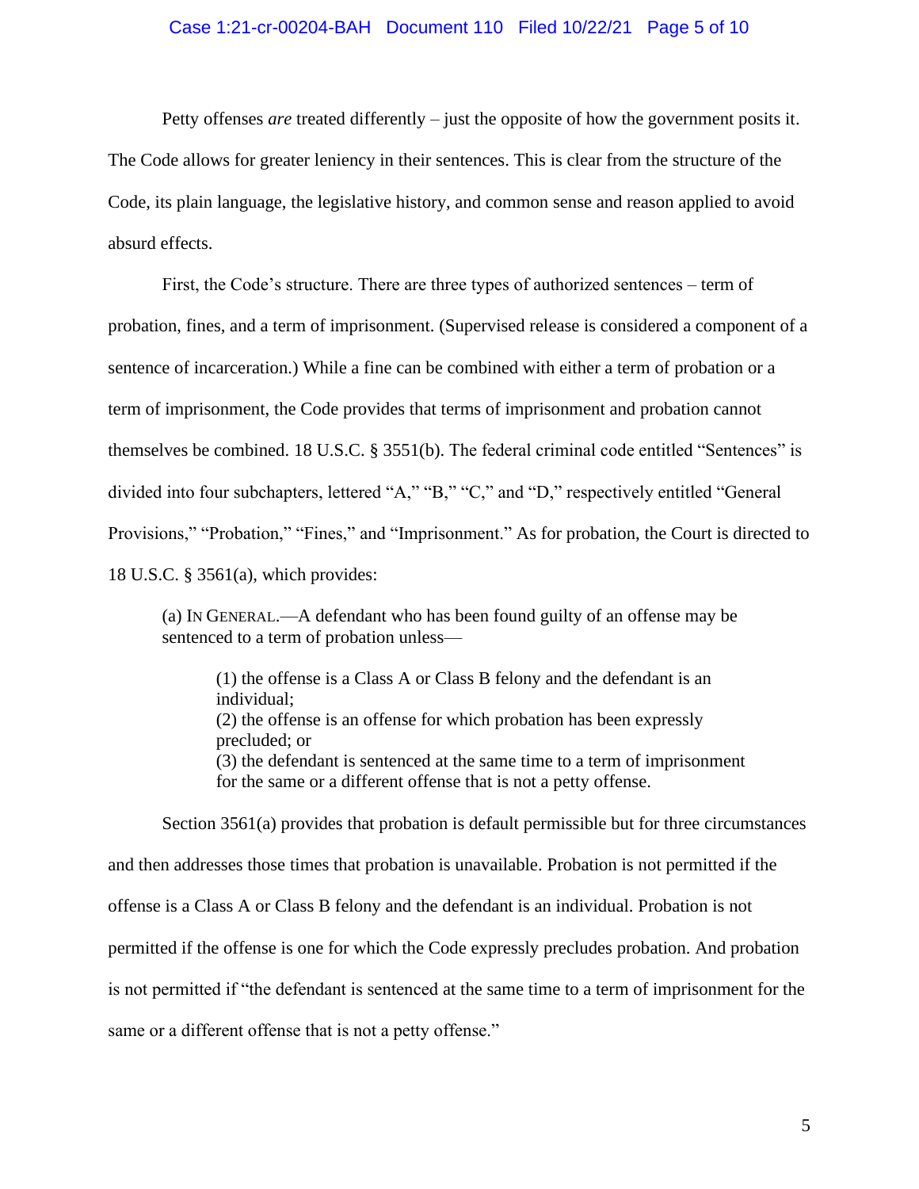Petty offenses *are* treated differently – just the opposite of how the government posits it. The Code allows for greater leniency in their sentences. This is clear from the structure of the Code, its plain language, the legislative history, and common sense and reason applied to avoid absurd effects.

First, the Code's structure. There are three types of authorized sentences – term of probation, fines, and a term of imprisonment. (Supervised release is considered a component of a sentence of incarceration.) While a fine can be combined with either a term of probation or a term of imprisonment, the Code provides that terms of imprisonment and probation cannot themselves be combined. 18 U.S.C. § 3551(b). The federal criminal code entitled "Sentences" is divided into four subchapters, lettered "A," "B," "C," and "D," respectively entitled "General Provisions," "Probation," "Fines," and "Imprisonment." As for probation, the Court is directed to 18 U.S.C. § 3561(a), which provides:

> (a) IN GENERAL.—A defendant who has been found guilty of an offense may be sentenced to a term of probation unless—
>
> > (1) the offense is a Class A or Class B felony and the defendant is an individual;
> > (2) the offense is an offense for which probation has been expressly precluded; or
> > (3) the defendant is sentenced at the same time to a term of imprisonment for the same or a different offense that is not a petty offense.

Section 3561(a) provides that probation is default permissible but for three circumstances and then addresses those times that probation is unavailable. Probation is not permitted if the offense is a Class A or Class B felony and the defendant is an individual. Probation is not permitted if the offense is one for which the Code expressly precludes probation. And probation is not permitted if "the defendant is sentenced at the same time to a term of imprisonment for the same or a different offense that is not a petty offense."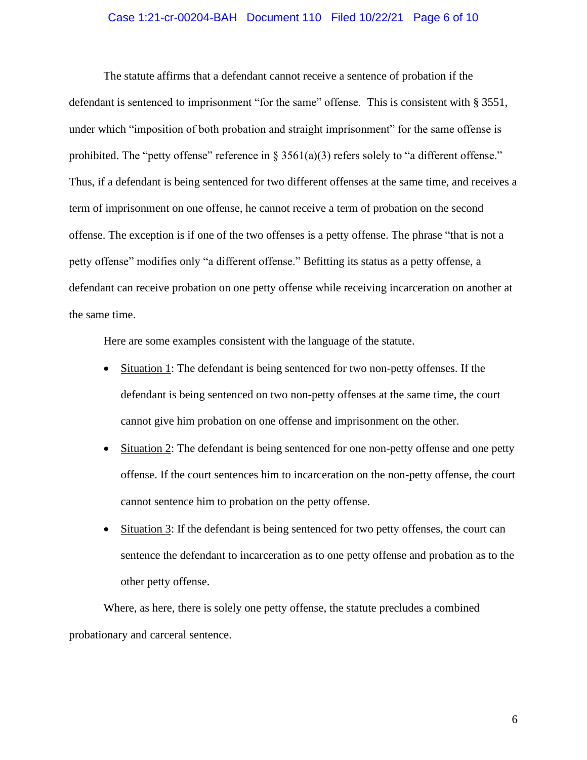The statute affirms that a defendant cannot receive a sentence of probation if the defendant is sentenced to imprisonment "for the same" offense. This is consistent with § 3551, under which "imposition of both probation and straight imprisonment" for the same offense is prohibited. The "petty offense" reference in § 3561(a)(3) refers solely to "a different offense." Thus, if a defendant is being sentenced for two different offenses at the same time, and receives a term of imprisonment on one offense, he cannot receive a term of probation on the second offense. The exception is if one of the two offenses is a petty offense. The phrase "that is not a petty offense" modifies only "a different offense." Befitting its status as a petty offense, a defendant can receive probation on one petty offense while receiving incarceration on another at the same time.

Here are some examples consistent with the language of the statute.

- Situation 1: The defendant is being sentenced for two non-petty offenses. If the defendant is being sentenced on two non-petty offenses at the same time, the court cannot give him probation on one offense and imprisonment on the other.
- Situation 2: The defendant is being sentenced for one non-petty offense and one petty offense. If the court sentences him to incarceration on the non-petty offense, the court cannot sentence him to probation on the petty offense.
- Situation 3: If the defendant is being sentenced for two petty offenses, the court can sentence the defendant to incarceration as to one petty offense and probation as to the other petty offense.

Where, as here, there is solely one petty offense, the statute precludes a combined probationary and carceral sentence.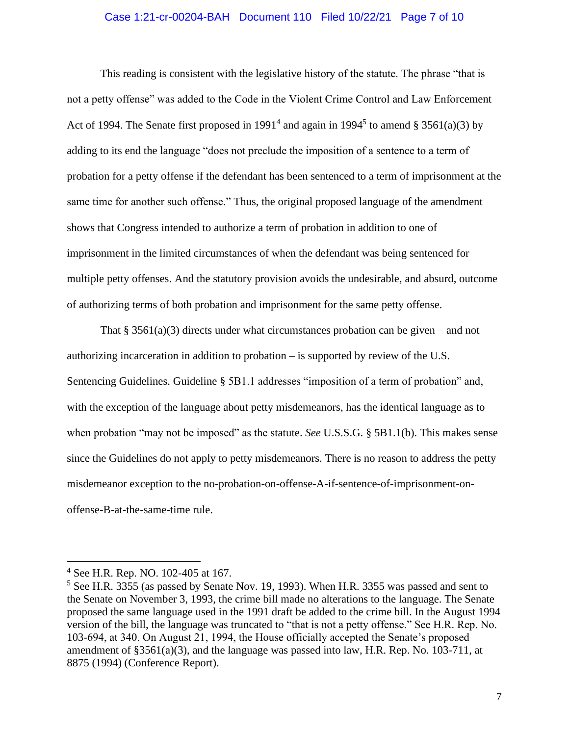This reading is consistent with the legislative history of the statute. The phrase "that is not a petty offense" was added to the Code in the Violent Crime Control and Law Enforcement Act of 1994. The Senate first proposed in 1991[4] and again in 1994[5] to amend § 3561(a)(3) by adding to its end the language "does not preclude the imposition of a sentence to a term of probation for a petty offense if the defendant has been sentenced to a term of imprisonment at the same time for another such offense." Thus, the original proposed language of the amendment shows that Congress intended to authorize a term of probation in addition to one of imprisonment in the limited circumstances of when the defendant was being sentenced for multiple petty offenses. And the statutory provision avoids the undesirable, and absurd, outcome of authorizing terms of both probation and imprisonment for the same petty offense.

That § 3561(a)(3) directs under what circumstances probation can be given – and not authorizing incarceration in addition to probation – is supported by review of the U.S. Sentencing Guidelines. Guideline § 5B1.1 addresses "imposition of a term of probation" and, with the exception of the language about petty misdemeanors, has the identical language as to when probation "may not be imposed" as the statute. *See* U.S.S.G. § 5B1.1(b). This makes sense since the Guidelines do not apply to petty misdemeanors. There is no reason to address the petty misdemeanor exception to the no-probation-on-offense-A-if-sentence-of-imprisonment-on-offense-B-at-the-same-time rule.

---

[4] See H.R. Rep. NO. 102-405 at 167.

[5] See H.R. 3355 (as passed by Senate Nov. 19, 1993). When H.R. 3355 was passed and sent to the Senate on November 3, 1993, the crime bill made no alterations to the language. The Senate proposed the same language used in the 1991 draft be added to the crime bill. In the August 1994 version of the bill, the language was truncated to "that is not a petty offense." See H.R. Rep. No. 103-694, at 340. On August 21, 1994, the House officially accepted the Senate's proposed amendment of §3561(a)(3), and the language was passed into law, H.R. Rep. No. 103-711, at 8875 (1994) (Conference Report).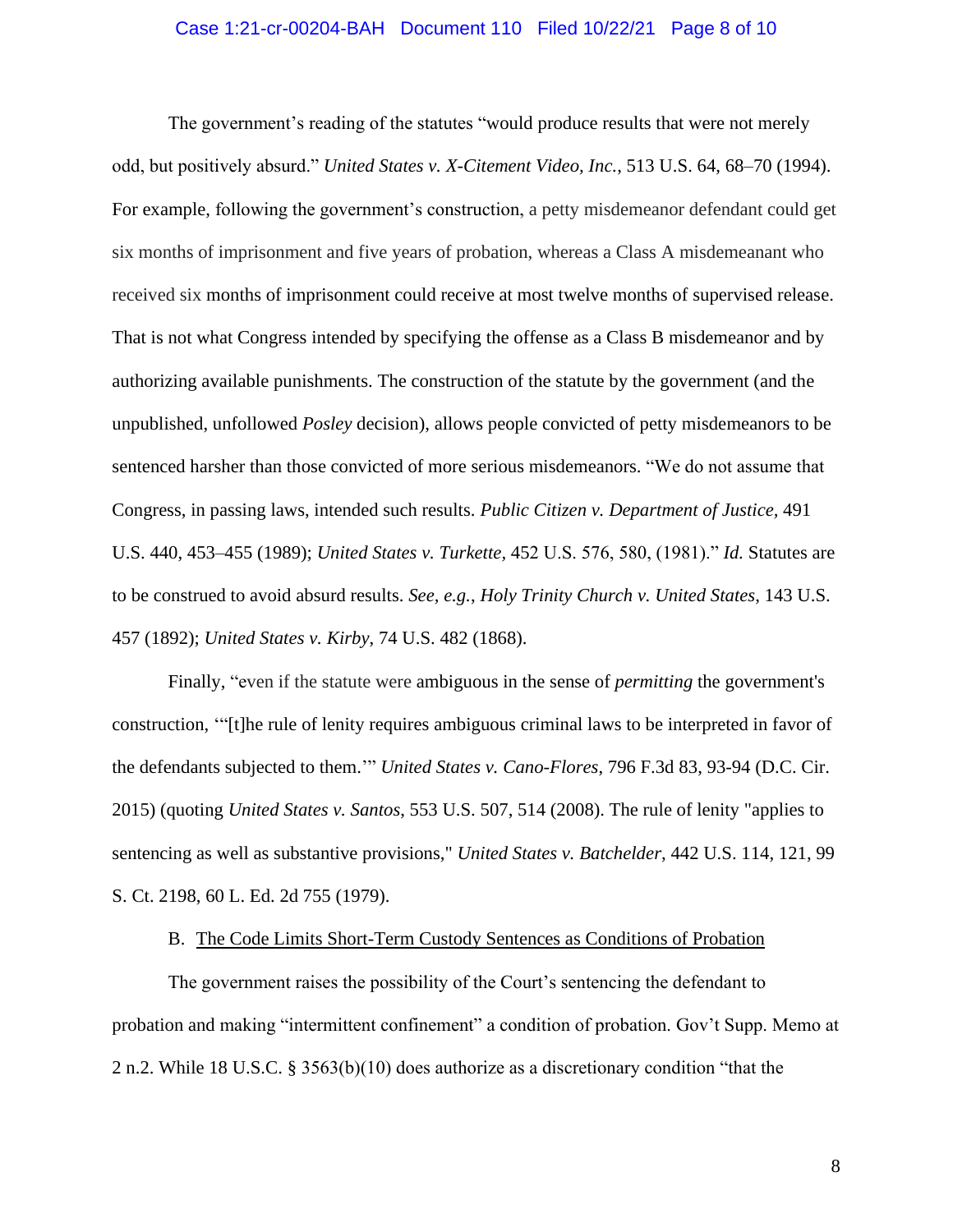The government's reading of the statutes "would produce results that were not merely odd, but positively absurd." *United States v. X-Citement Video, Inc.*, 513 U.S. 64, 68–70 (1994). For example, following the government's construction, a petty misdemeanor defendant could get six months of imprisonment and five years of probation, whereas a Class A misdemeanant who received six months of imprisonment could receive at most twelve months of supervised release. That is not what Congress intended by specifying the offense as a Class B misdemeanor and by authorizing available punishments. The construction of the statute by the government (and the unpublished, unfollowed *Posley* decision), allows people convicted of petty misdemeanors to be sentenced harsher than those convicted of more serious misdemeanors. "We do not assume that Congress, in passing laws, intended such results. *Public Citizen v. Department of Justice*, 491 U.S. 440, 453–455 (1989); *United States v. Turkette,* 452 U.S. 576, 580, (1981)." *Id.* Statutes are to be construed to avoid absurd results. *See, e.g.*, *Holy Trinity Church v. United States*, 143 U.S. 457 (1892); *United States v. Kirby*, 74 U.S. 482 (1868).

Finally, "even if the statute were ambiguous in the sense of *permitting* the government's construction, '"[t]he rule of lenity requires ambiguous criminal laws to be interpreted in favor of the defendants subjected to them.'" *United States v. Cano-Flores*, 796 F.3d 83, 93-94 (D.C. Cir. 2015) (quoting *United States v. Santos*, 553 U.S. 507, 514 (2008). The rule of lenity "applies to sentencing as well as substantive provisions," *United States v. Batchelder*, 442 U.S. 114, 121, 99 S. Ct. 2198, 60 L. Ed. 2d 755 (1979).

B. <u>The Code Limits Short-Term Custody Sentences as Conditions of Probation</u>

The government raises the possibility of the Court's sentencing the defendant to probation and making "intermittent confinement" a condition of probation. Gov't Supp. Memo at 2 n.2. While 18 U.S.C. § 3563(b)(10) does authorize as a discretionary condition "that the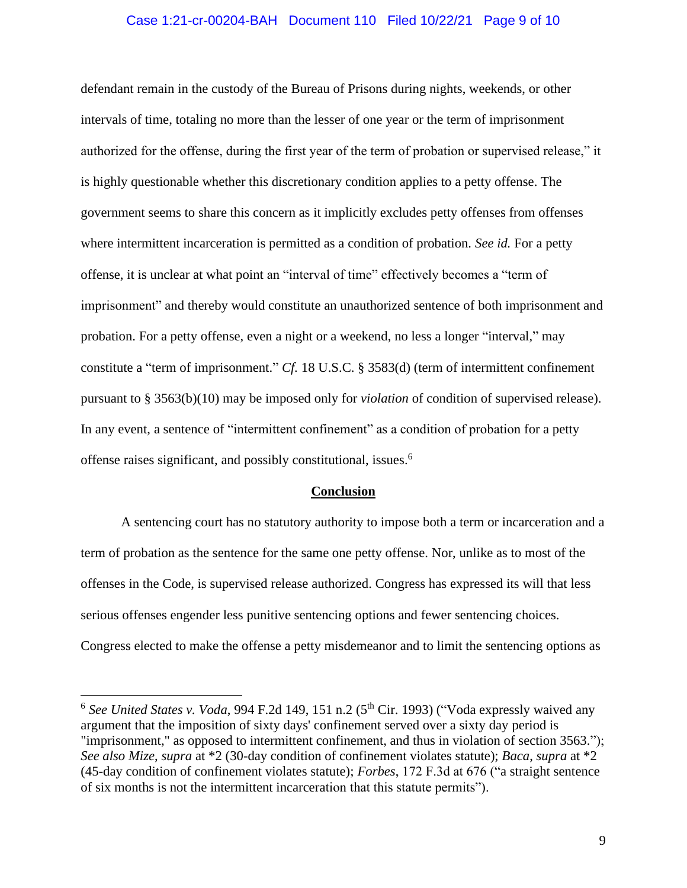defendant remain in the custody of the Bureau of Prisons during nights, weekends, or other intervals of time, totaling no more than the lesser of one year or the term of imprisonment authorized for the offense, during the first year of the term of probation or supervised release," it is highly questionable whether this discretionary condition applies to a petty offense. The government seems to share this concern as it implicitly excludes petty offenses from offenses where intermittent incarceration is permitted as a condition of probation. *See id.* For a petty offense, it is unclear at what point an "interval of time" effectively becomes a "term of imprisonment" and thereby would constitute an unauthorized sentence of both imprisonment and probation. For a petty offense, even a night or a weekend, no less a longer "interval," may constitute a "term of imprisonment." *Cf.* 18 U.S.C. § 3583(d) (term of intermittent confinement pursuant to § 3563(b)(10) may be imposed only for *violation* of condition of supervised release). In any event, a sentence of "intermittent confinement" as a condition of probation for a petty offense raises significant, and possibly constitutional, issues.[6]

## Conclusion

A sentencing court has no statutory authority to impose both a term or incarceration and a term of probation as the sentence for the same one petty offense. Nor, unlike as to most of the offenses in the Code, is supervised release authorized. Congress has expressed its will that less serious offenses engender less punitive sentencing options and fewer sentencing choices. Congress elected to make the offense a petty misdemeanor and to limit the sentencing options as

---

[6] *See United States v. Voda*, 994 F.2d 149, 151 n.2 (5th Cir. 1993) ("Voda expressly waived any argument that the imposition of sixty days' confinement served over a sixty day period is "imprisonment," as opposed to intermittent confinement, and thus in violation of section 3563."); *See also Mize*, *supra* at *2 (30-day condition of confinement violates statute); *Baca*, *supra* at *2 (45-day condition of confinement violates statute); *Forbes*, 172 F.3d at 676 ("a straight sentence of six months is not the intermittent incarceration that this statute permits").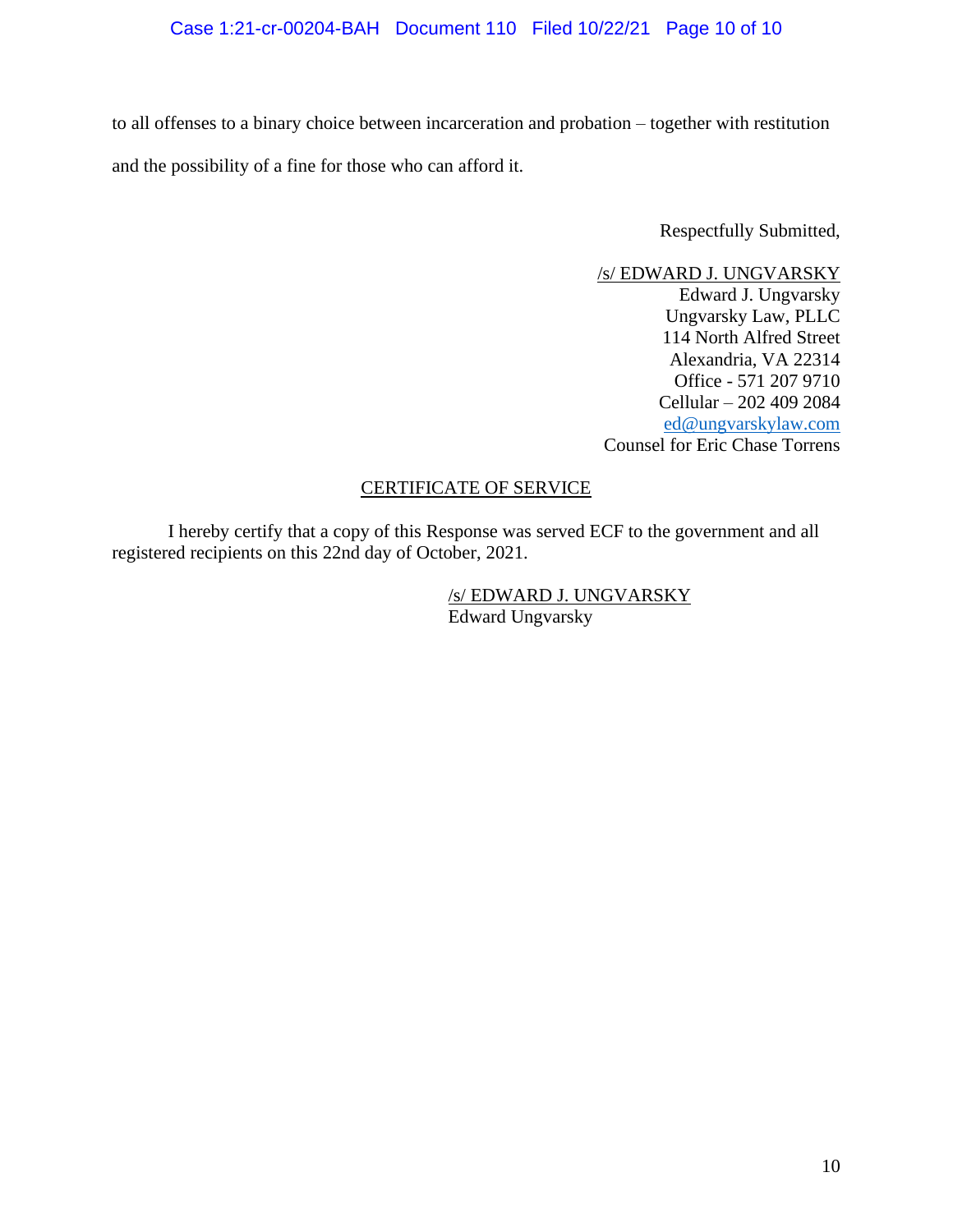to all offenses to a binary choice between incarceration and probation – together with restitution and the possibility of a fine for those who can afford it.

Respectfully Submitted,

/s/ EDWARD J. UNGVARSKY
Edward J. Ungvarsky
Ungvarsky Law, PLLC
114 North Alfred Street
Alexandria, VA 22314
Office - 571 207 9710
Cellular – 202 409 2084
ed@ungvarskylaw.com
Counsel for Eric Chase Torrens

CERTIFICATE OF SERVICE

I hereby certify that a copy of this Response was served ECF to the government and all registered recipients on this 22nd day of October, 2021.

/s/ EDWARD J. UNGVARSKY
Edward Ungvarsky